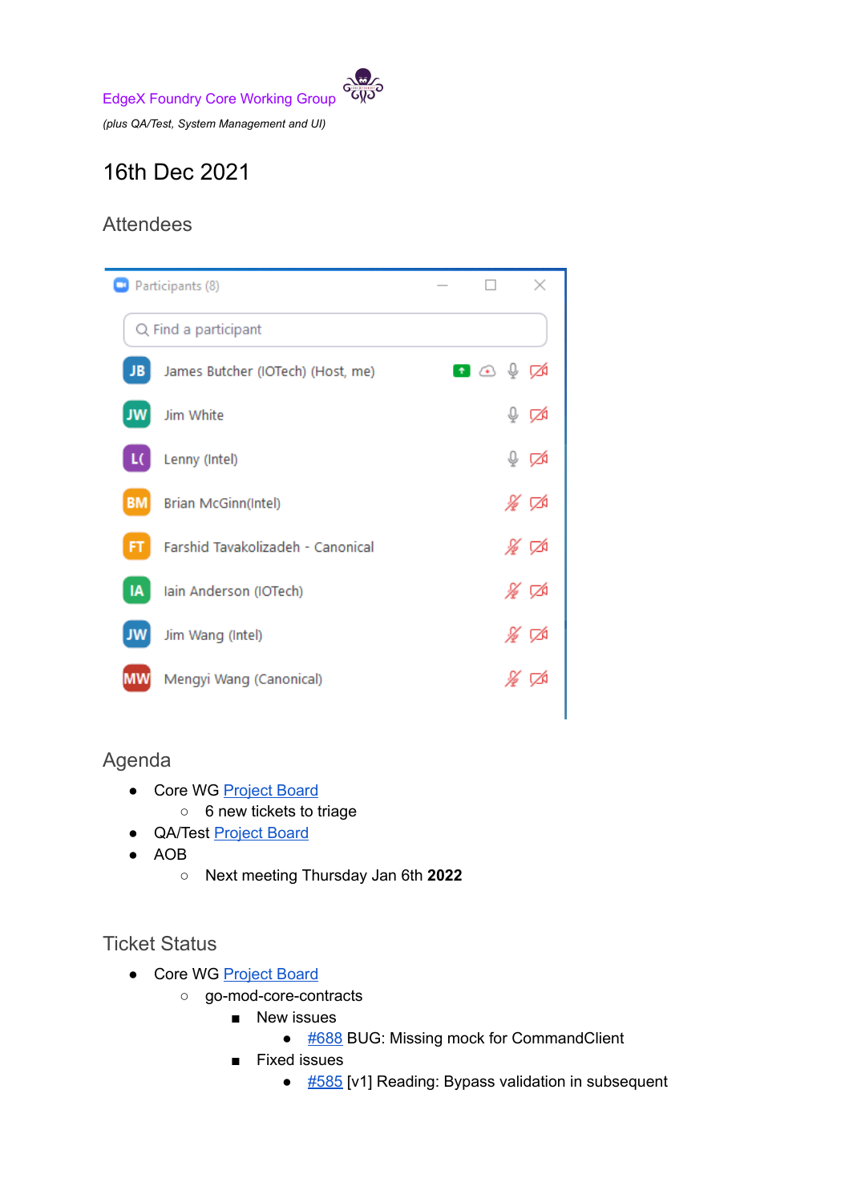EdgeX Foundry Core Working Group

*(plus QA/Test, System Management and UI)*

# 16th Dec 2021

## Attendees

Participants (8)

- James Butcher (IOTech) (Host, me)
- Jim White
- Lenny (Intel)
- Brian McGinn(Intel)
- Farshid Tavakolizadeh - Canonical
- Iain Anderson (IOTech)
- Jim Wang (Intel)
- Mengyi Wang (Canonical)

## Agenda

- Core WG [Project Board]
  - 6 new tickets to triage
- QA/Test [Project Board]
- AOB
  - Next meeting Thursday Jan 6th **2022**

## Ticket Status

- Core WG [Project Board]
  - go-mod-core-contracts
    - New issues
      - [#688] BUG: Missing mock for CommandClient
    - Fixed issues
      - [#585] [v1] Reading: Bypass validation in subsequent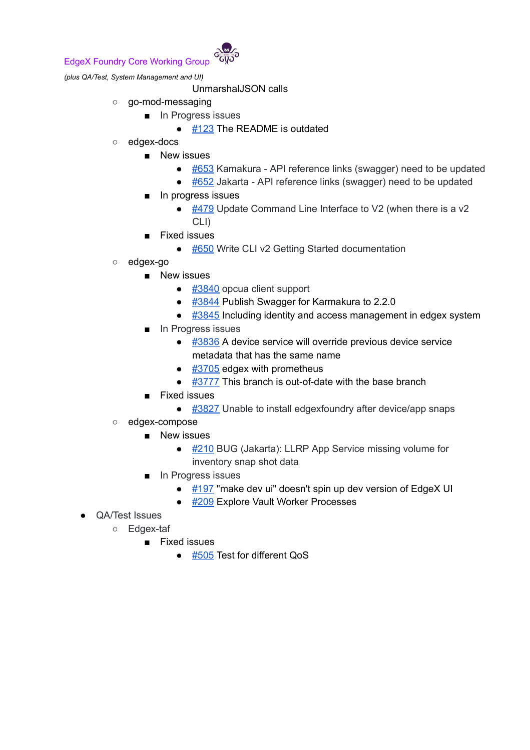UnmarshalJSON calls

- go-mod-messaging
  - In Progress issues
    - [#123](#) The README is outdated
- edgex-docs
  - New issues
    - [#653](#) Kamakura - API reference links (swagger) need to be updated
    - [#652](#) Jakarta - API reference links (swagger) need to be updated
  - In progress issues
    - [#479](#) Update Command Line Interface to V2 (when there is a v2 CLI)
  - Fixed issues
    - [#650](#) Write CLI v2 Getting Started documentation
- edgex-go
  - New issues
    - [#3840](#) opcua client support
    - [#3844](#) Publish Swagger for Karmakura to 2.2.0
    - [#3845](#) Including identity and access management in edgex system
  - In Progress issues
    - [#3836](#) A device service will override previous device service metadata that has the same name
    - [#3705](#) edgex with prometheus
    - [#3777](#) This branch is out-of-date with the base branch
  - Fixed issues
    - [#3827](#) Unable to install edgexfoundry after device/app snaps
- edgex-compose
  - New issues
    - [#210](#) BUG (Jakarta): LLRP App Service missing volume for inventory snap shot data
  - In Progress issues
    - [#197](#) "make dev ui" doesn't spin up dev version of EdgeX UI
    - [#209](#) Explore Vault Worker Processes

- QA/Test Issues
  - Edgex-taf
    - Fixed issues
      - [#505](#) Test for different QoS